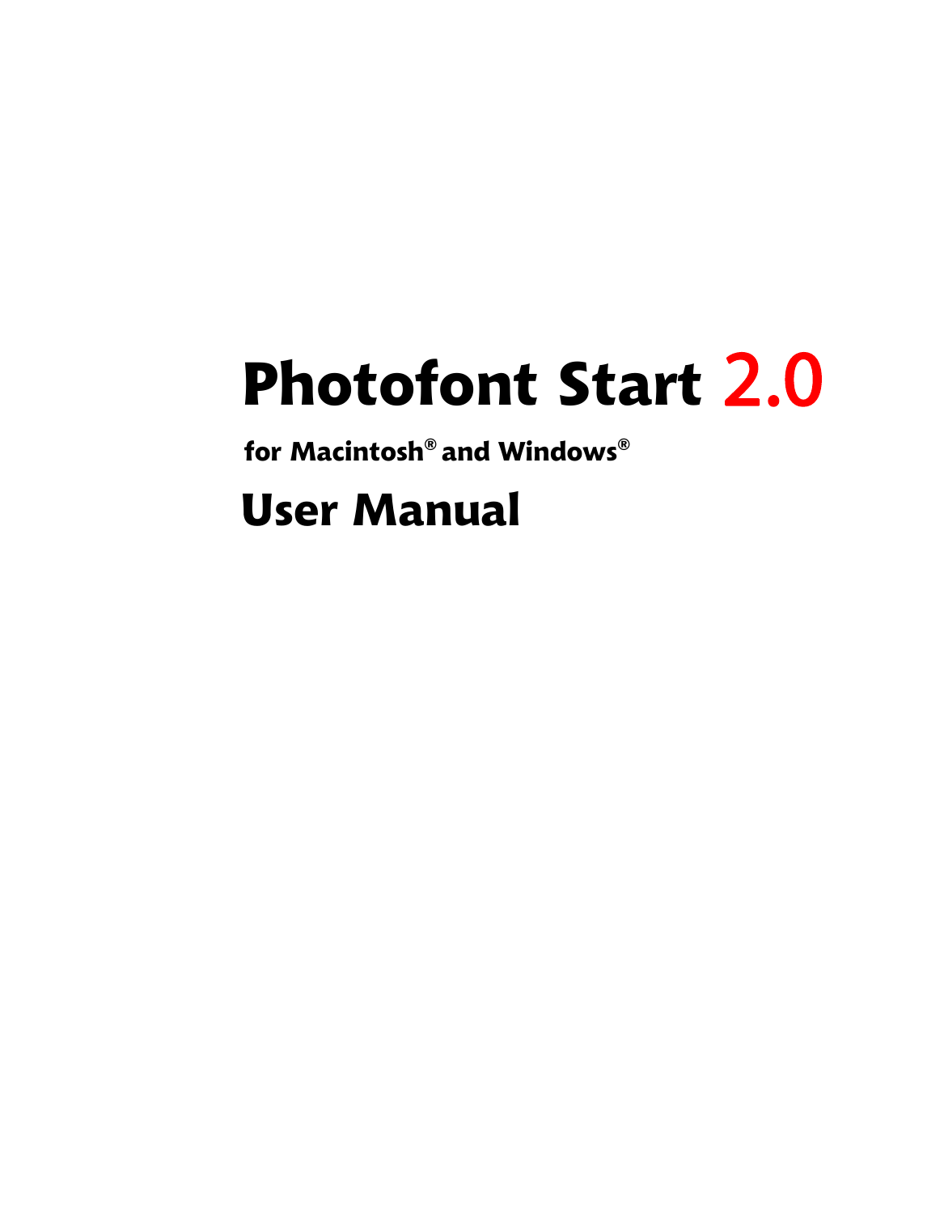# Photofont Start 2.0

**for Macintosh® and Windows®**

# User Manual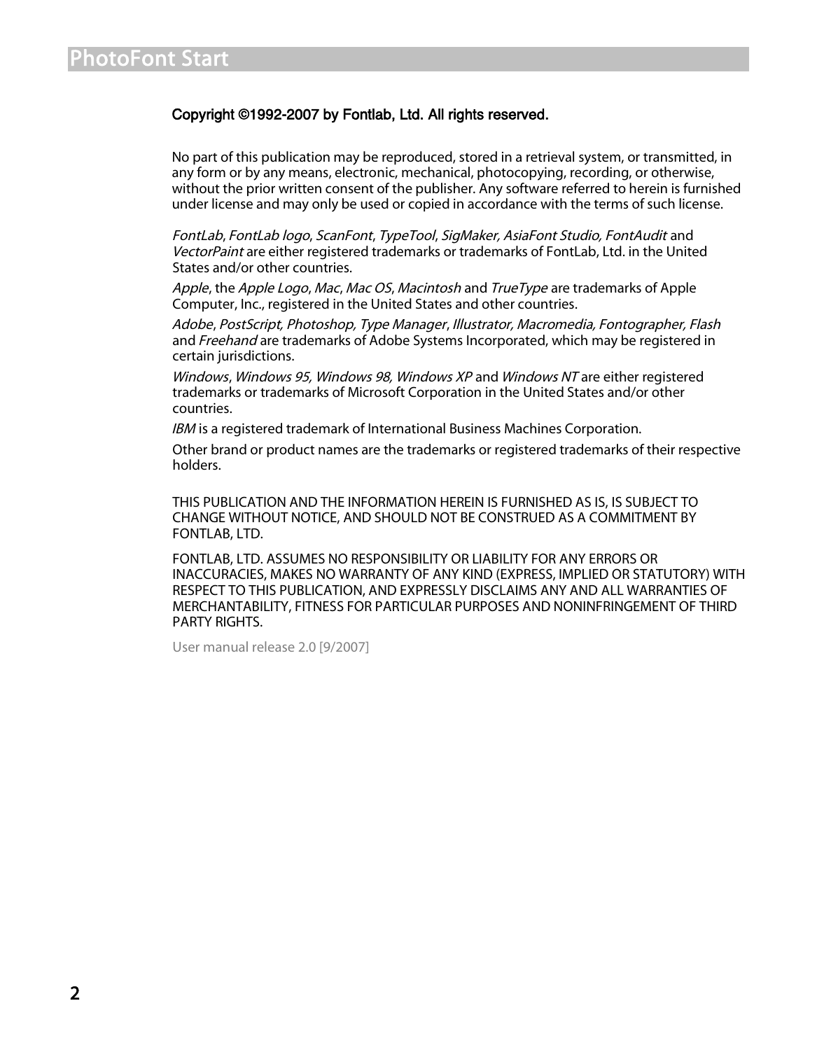**Copyright ©1992-2007 by Fontlab, Ltd. All rights reserved.**

No part of this publication may be reproduced, stored in a retrieval system, or transmitted, in any form or by any means, electronic, mechanical, photocopying, recording, or otherwise, without the prior written consent of the publisher. Any software referred to herein is furnished under license and may only be used or copied in accordance with the terms of such license.

*FontLab*, *FontLab logo*, *ScanFont*, *TypeTool*, *SigMaker, AsiaFont Studio, FontAudit* and *VectorPaint* are either registered trademarks or trademarks of FontLab, Ltd. in the United States and/or other countries.

*Apple*, the *Apple Logo*, *Mac*, *Mac OS*, *Macintosh* and *TrueType* are trademarks of Apple Computer, Inc., registered in the United States and other countries.

*Adobe*, *PostScript, Photoshop, Type Manager*, *Illustrator, Macromedia, Fontographer, Flash* and *Freehand* are trademarks of Adobe Systems Incorporated, which may be registered in certain jurisdictions.

*Windows*, *Windows 95, Windows 98, Windows XP* and *Windows NT* are either registered trademarks or trademarks of Microsoft Corporation in the United States and/or other countries.

*IBM* is a registered trademark of International Business Machines Corporation.

Other brand or product names are the trademarks or registered trademarks of their respective holders.

THIS PUBLICATION AND THE INFORMATION HEREIN IS FURNISHED AS IS, IS SUBJECT TO CHANGE WITHOUT NOTICE, AND SHOULD NOT BE CONSTRUED AS A COMMITMENT BY FONTLAB, LTD.

FONTLAB, LTD. ASSUMES NO RESPONSIBILITY OR LIABILITY FOR ANY ERRORS OR INACCURACIES, MAKES NO WARRANTY OF ANY KIND (EXPRESS, IMPLIED OR STATUTORY) WITH RESPECT TO THIS PUBLICATION, AND EXPRESSLY DISCLAIMS ANY AND ALL WARRANTIES OF MERCHANTABILITY, FITNESS FOR PARTICULAR PURPOSES AND NONINFRINGEMENT OF THIRD PARTY RIGHTS.

User manual release 2.0 [9/2007]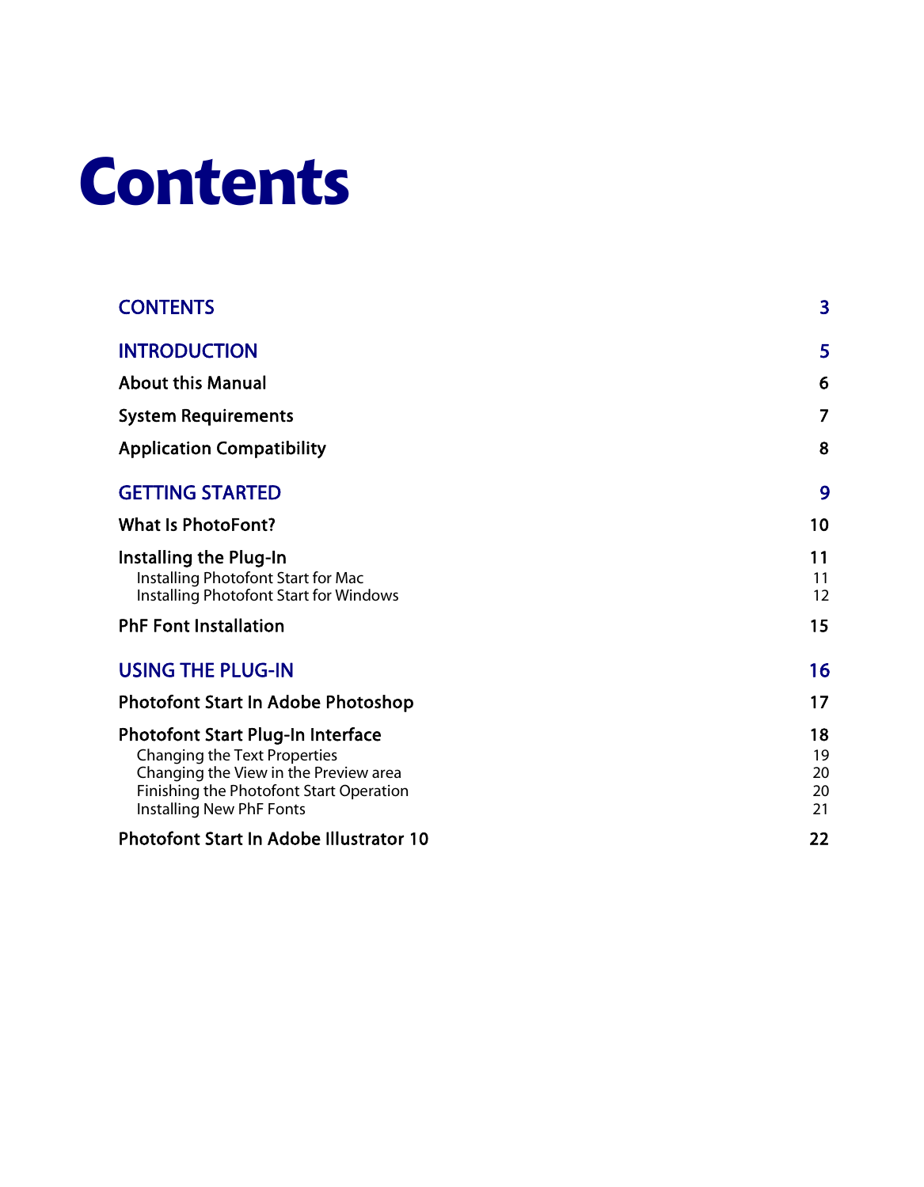# Contents

| | |
|---|---|
| **CONTENTS** | **3** |
| **INTRODUCTION** | **5** |
| **About this Manual** | **6** |
| **System Requirements** | **7** |
| **Application Compatibility** | **8** |
| **GETTING STARTED** | **9** |
| **What Is PhotoFont?** | **10** |
| **Installing the Plug-In** | **11** |
| Installing Photofont Start for Mac | 11 |
| Installing Photofont Start for Windows | 12 |
| **PhF Font Installation** | **15** |
| **USING THE PLUG-IN** | **16** |
| **Photofont Start In Adobe Photoshop** | **17** |
| **Photofont Start Plug-In Interface** | **18** |
| Changing the Text Properties | 19 |
| Changing the View in the Preview area | 20 |
| Finishing the Photofont Start Operation | 20 |
| Installing New PhF Fonts | 21 |
| **Photofont Start In Adobe Illustrator 10** | **22** |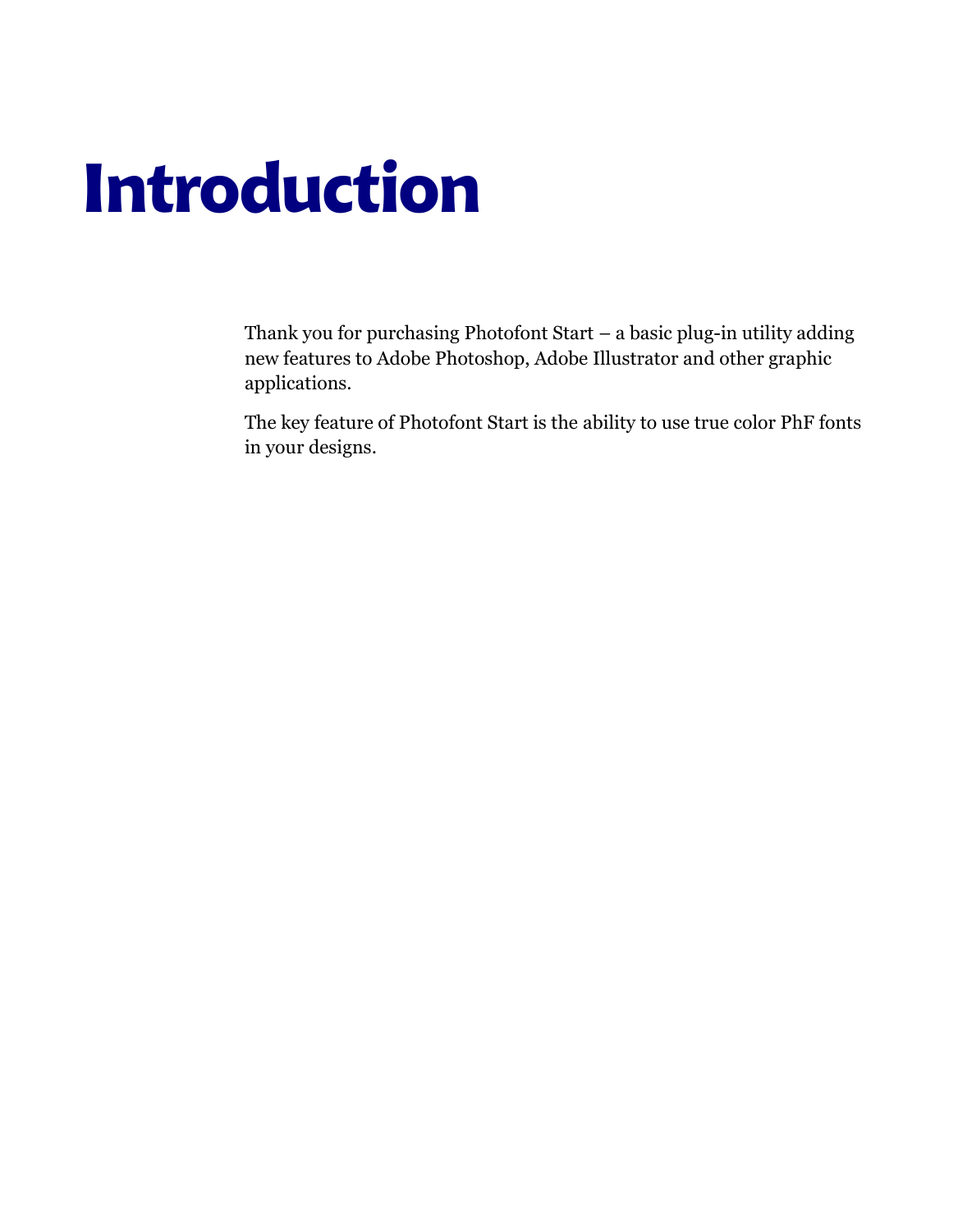# Introduction

Thank you for purchasing Photofont Start – a basic plug-in utility adding new features to Adobe Photoshop, Adobe Illustrator and other graphic applications.

The key feature of Photofont Start is the ability to use true color PhF fonts in your designs.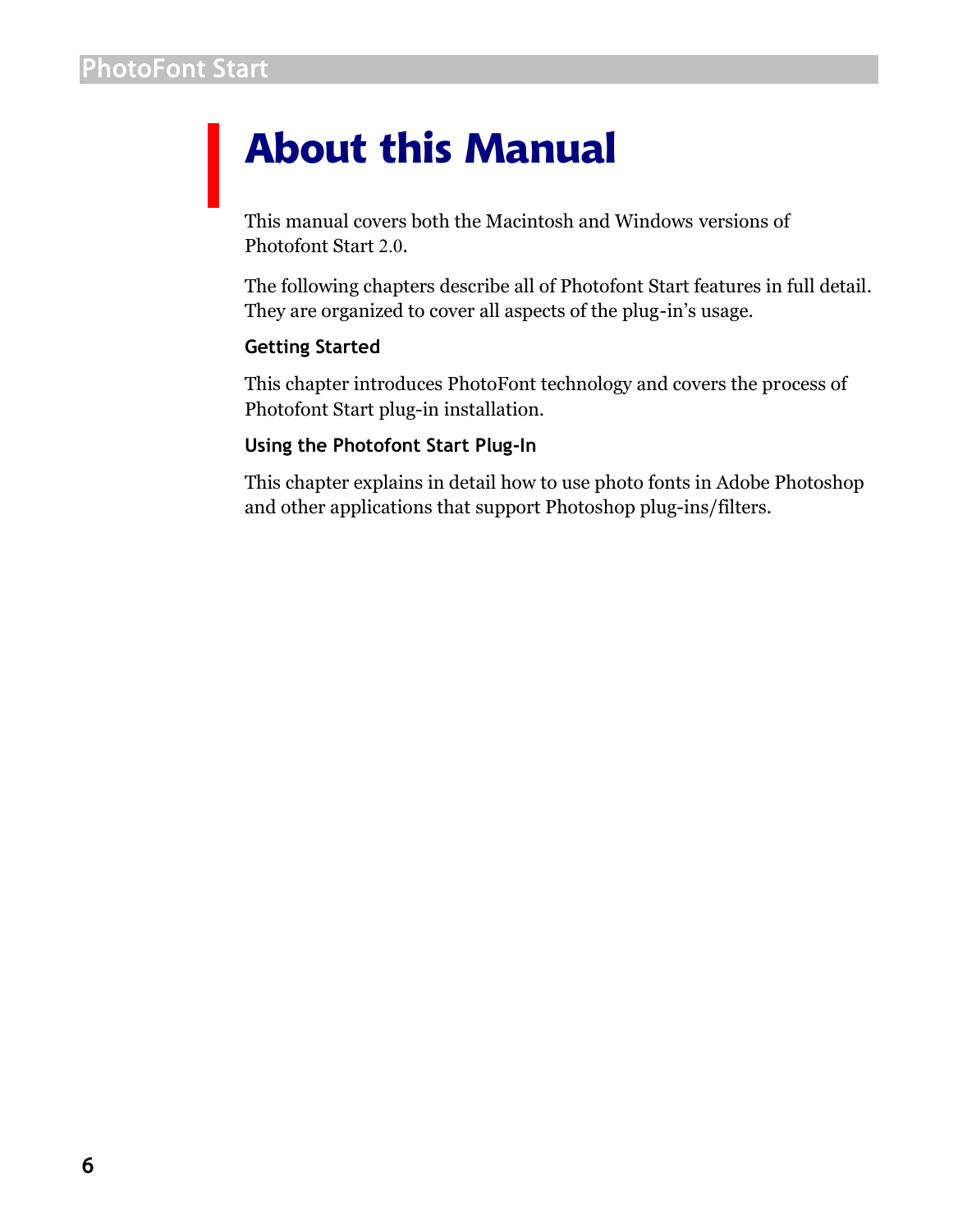# About this Manual

This manual covers both the Macintosh and Windows versions of Photofont Start 2.0.

The following chapters describe all of Photofont Start features in full detail. They are organized to cover all aspects of the plug-in's usage.

### Getting Started

This chapter introduces PhotoFont technology and covers the process of Photofont Start plug-in installation.

### Using the Photofont Start Plug-In

This chapter explains in detail how to use photo fonts in Adobe Photoshop and other applications that support Photoshop plug-ins/filters.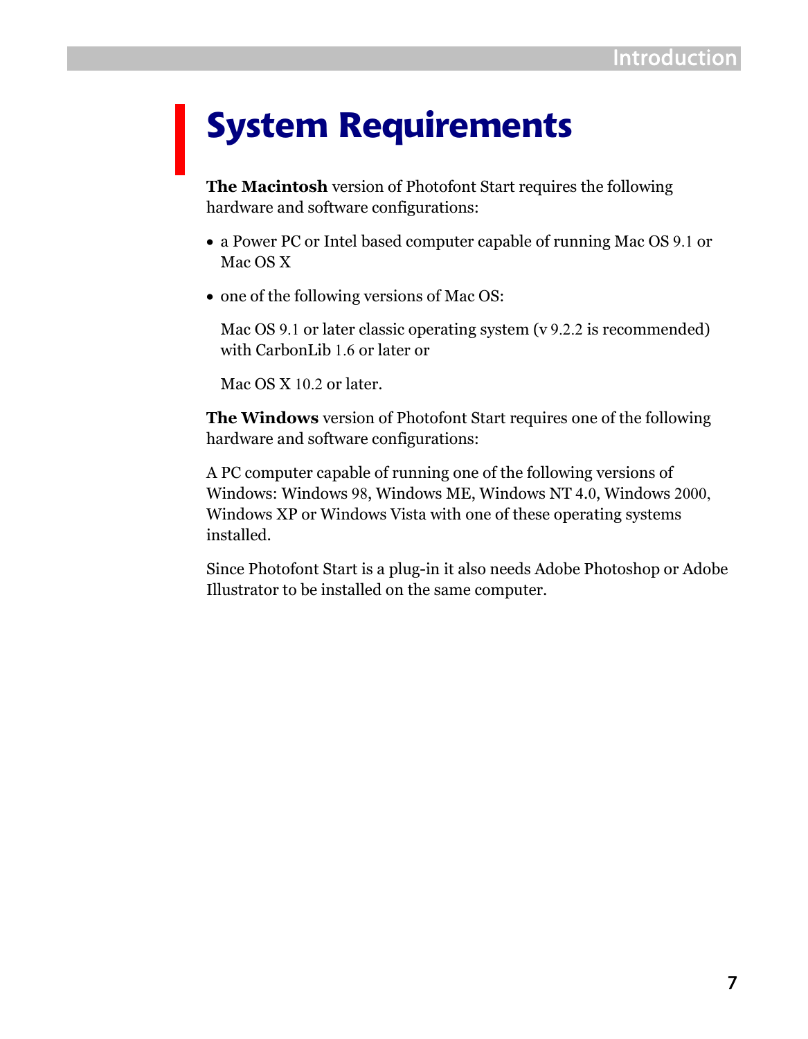# System Requirements

**The Macintosh** version of Photofont Start requires the following hardware and software configurations:

- a Power PC or Intel based computer capable of running Mac OS 9.1 or Mac OS X
- one of the following versions of Mac OS:

  Mac OS 9.1 or later classic operating system (v 9.2.2 is recommended) with CarbonLib 1.6 or later or

  Mac OS X 10.2 or later.

**The Windows** version of Photofont Start requires one of the following hardware and software configurations:

A PC computer capable of running one of the following versions of Windows: Windows 98, Windows ME, Windows NT 4.0, Windows 2000, Windows XP or Windows Vista with one of these operating systems installed.

Since Photofont Start is a plug-in it also needs Adobe Photoshop or Adobe Illustrator to be installed on the same computer.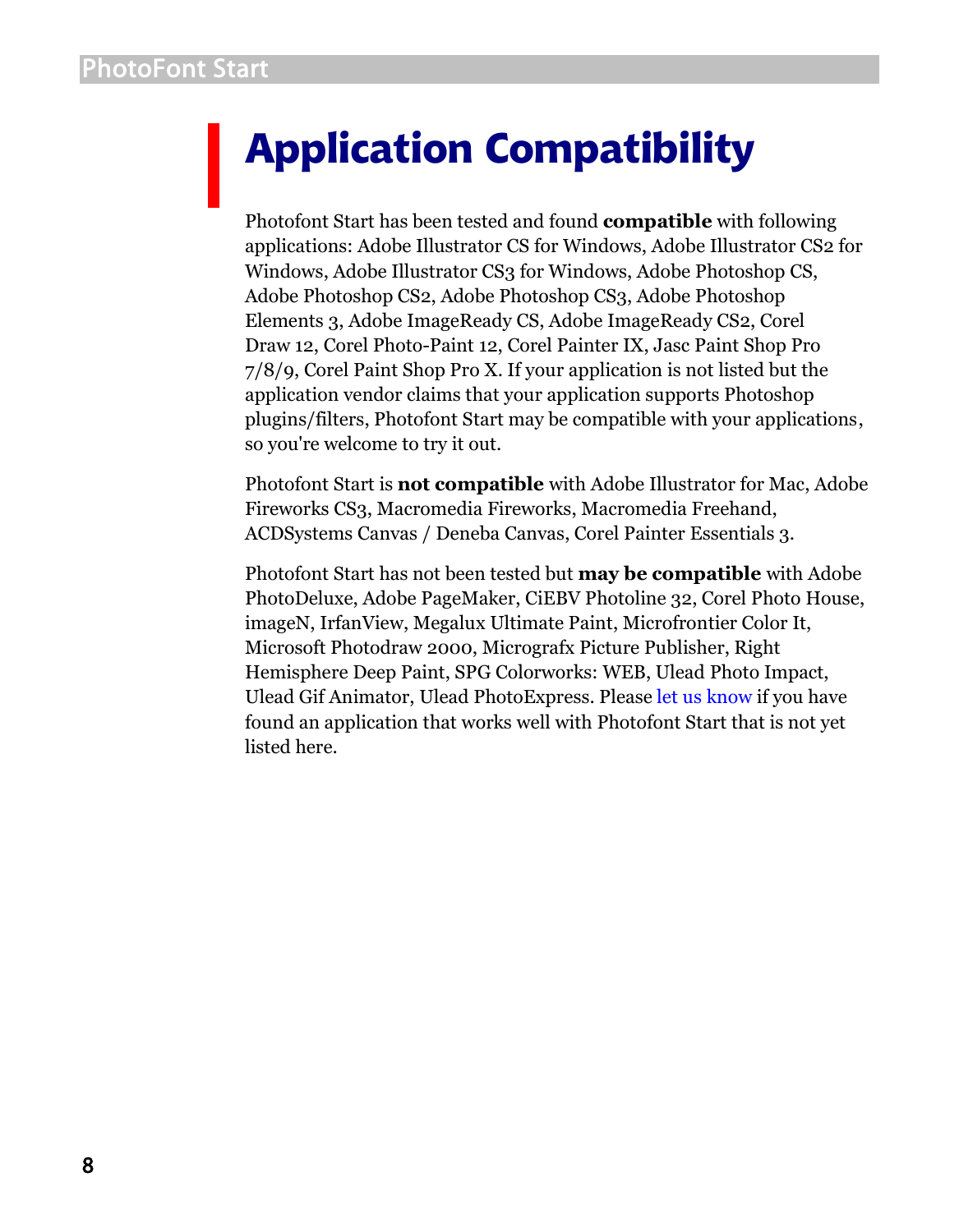# Application Compatibility

Photofont Start has been tested and found **compatible** with following applications: Adobe Illustrator CS for Windows, Adobe Illustrator CS2 for Windows, Adobe Illustrator CS3 for Windows, Adobe Photoshop CS, Adobe Photoshop CS2, Adobe Photoshop CS3, Adobe Photoshop Elements 3, Adobe ImageReady CS, Adobe ImageReady CS2, Corel Draw 12, Corel Photo-Paint 12, Corel Painter IX, Jasc Paint Shop Pro 7/8/9, Corel Paint Shop Pro X. If your application is not listed but the application vendor claims that your application supports Photoshop plugins/filters, Photofont Start may be compatible with your applications, so you're welcome to try it out.

Photofont Start is **not compatible** with Adobe Illustrator for Mac, Adobe Fireworks CS3, Macromedia Fireworks, Macromedia Freehand, ACDSystems Canvas / Deneba Canvas, Corel Painter Essentials 3.

Photofont Start has not been tested but **may be compatible** with Adobe PhotoDeluxe, Adobe PageMaker, CiEBV Photoline 32, Corel Photo House, imageN, IrfanView, Megalux Ultimate Paint, Microfrontier Color It, Microsoft Photodraw 2000, Micrografx Picture Publisher, Right Hemisphere Deep Paint, SPG Colorworks: WEB, Ulead Photo Impact, Ulead Gif Animator, Ulead PhotoExpress. Please let us know if you have found an application that works well with Photofont Start that is not yet listed here.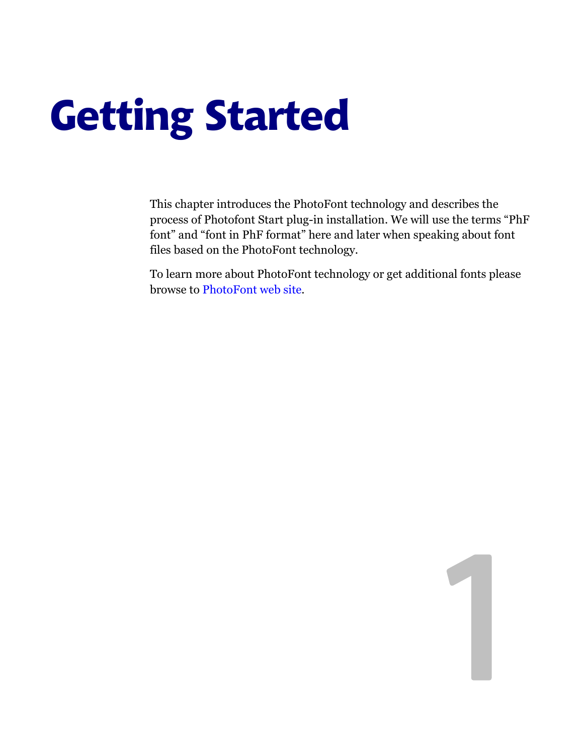# Getting Started

This chapter introduces the PhotoFont technology and describes the process of Photofont Start plug-in installation. We will use the terms “PhF font” and “font in PhF format” here and later when speaking about font files based on the PhotoFont technology.

To learn more about PhotoFont technology or get additional fonts please browse to PhotoFont web site.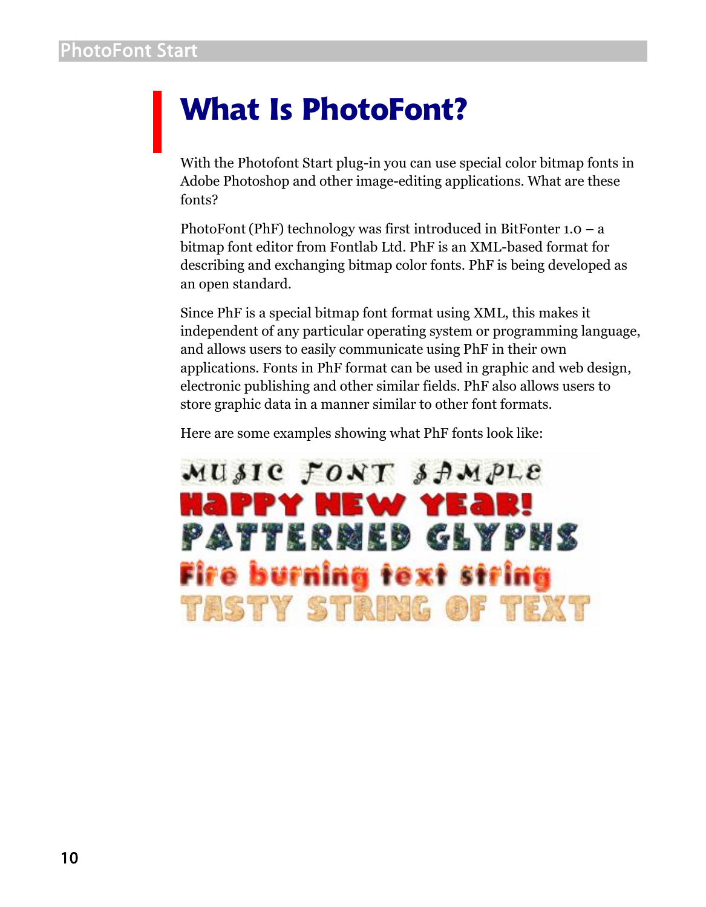# What Is PhotoFont?

With the Photofont Start plug-in you can use special color bitmap fonts in Adobe Photoshop and other image-editing applications. What are these fonts?

PhotoFont (PhF) technology was first introduced in BitFonter 1.0 – a bitmap font editor from Fontlab Ltd. PhF is an XML-based format for describing and exchanging bitmap color fonts. PhF is being developed as an open standard.

Since PhF is a special bitmap font format using XML, this makes it independent of any particular operating system or programming language, and allows users to easily communicate using PhF in their own applications. Fonts in PhF format can be used in graphic and web design, electronic publishing and other similar fields. PhF also allows users to store graphic data in a manner similar to other font formats.

Here are some examples showing what PhF fonts look like:

MUSIC FONT SAMPLE
HAPPY NEW YEAR!
PATTERNED GLYPHS
Fire burning text string
TASTY STRING OF TEXT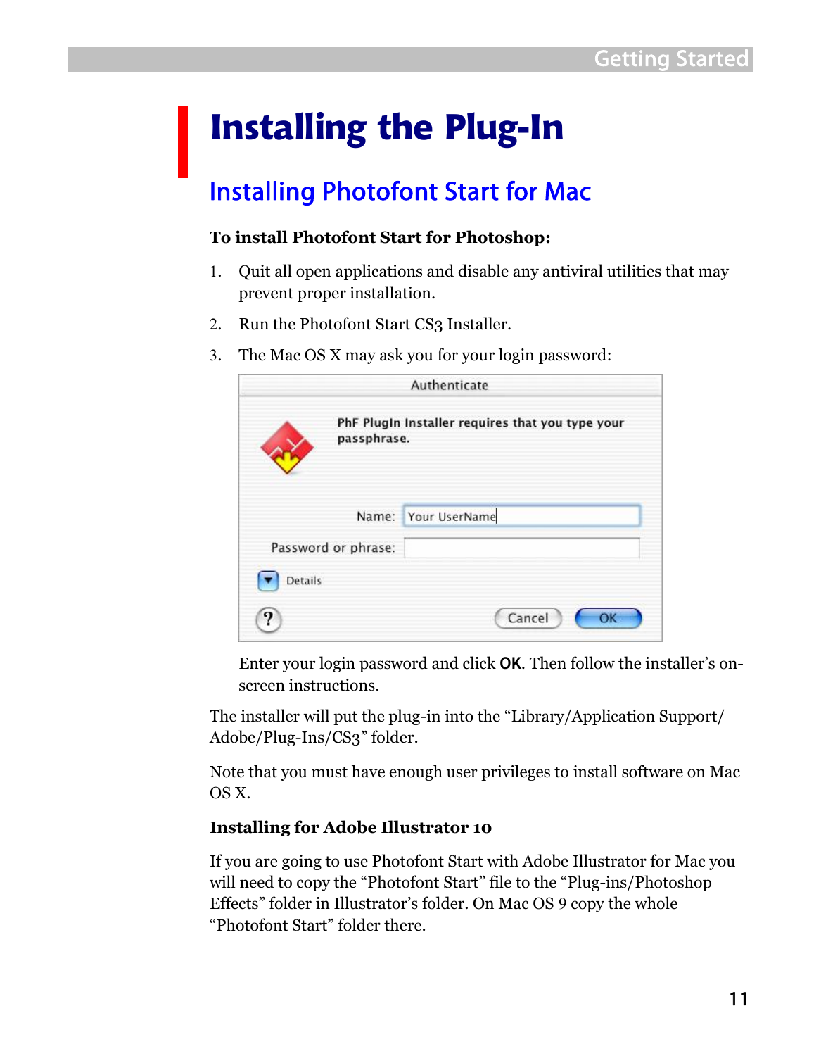# Installing the Plug-In

## Installing Photofont Start for Mac

**To install Photofont Start for Photoshop:**

1. Quit all open applications and disable any antiviral utilities that may prevent proper installation.
2. Run the Photofont Start CS3 Installer.
3. The Mac OS X may ask you for your login password:

   Enter your login password and click **OK**. Then follow the installer's on-screen instructions.

The installer will put the plug-in into the "Library/Application Support/ Adobe/Plug-Ins/CS3" folder.

Note that you must have enough user privileges to install software on Mac OS X.

**Installing for Adobe Illustrator 10**

If you are going to use Photofont Start with Adobe Illustrator for Mac you will need to copy the "Photofont Start" file to the "Plug-ins/Photoshop Effects" folder in Illustrator's folder. On Mac OS 9 copy the whole "Photofont Start" folder there.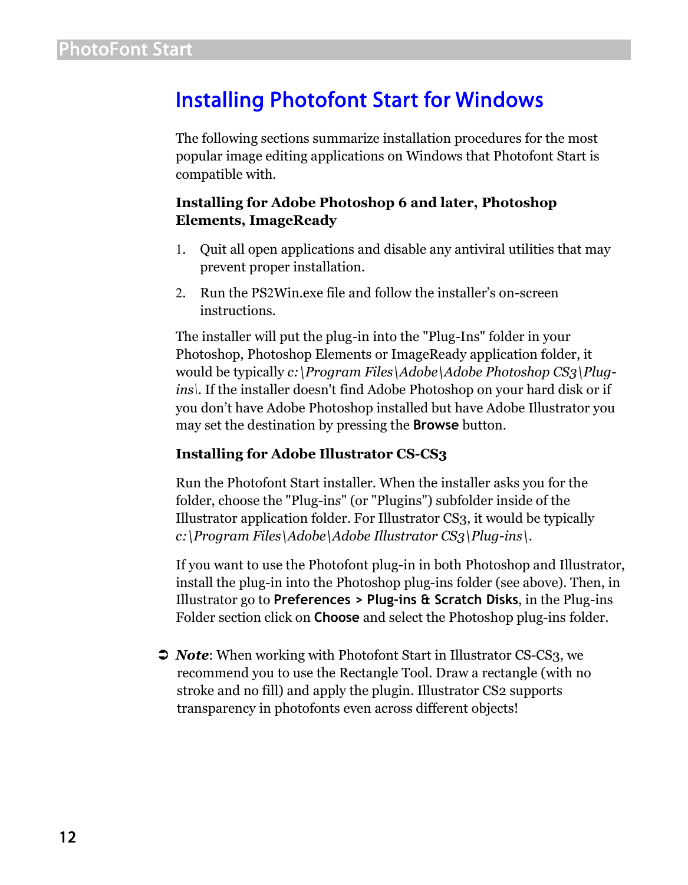## Installing Photofont Start for Windows

The following sections summarize installation procedures for the most popular image editing applications on Windows that Photofont Start is compatible with.

**Installing for Adobe Photoshop 6 and later, Photoshop Elements, ImageReady**

1. Quit all open applications and disable any antiviral utilities that may prevent proper installation.
2. Run the PS2Win.exe file and follow the installer's on-screen instructions.

The installer will put the plug-in into the "Plug-Ins" folder in your Photoshop, Photoshop Elements or ImageReady application folder, it would be typically *c:\Program Files\Adobe\Adobe Photoshop CS3\Plug-ins\*. If the installer doesn't find Adobe Photoshop on your hard disk or if you don't have Adobe Photoshop installed but have Adobe Illustrator you may set the destination by pressing the **Browse** button.

**Installing for Adobe Illustrator CS-CS3**

Run the Photofont Start installer. When the installer asks you for the folder, choose the "Plug-ins" (or "Plugins") subfolder inside of the Illustrator application folder. For Illustrator CS3, it would be typically *c:\Program Files\Adobe\Adobe Illustrator CS3\Plug-ins\*.

If you want to use the Photofont plug-in in both Photoshop and Illustrator, install the plug-in into the Photoshop plug-ins folder (see above). Then, in Illustrator go to **Preferences > Plug-ins & Scratch Disks**, in the Plug-ins Folder section click on **Choose** and select the Photoshop plug-ins folder.

➲ ***Note***: When working with Photofont Start in Illustrator CS-CS3, we recommend you to use the Rectangle Tool. Draw a rectangle (with no stroke and no fill) and apply the plugin. Illustrator CS2 supports transparency in photofonts even across different objects!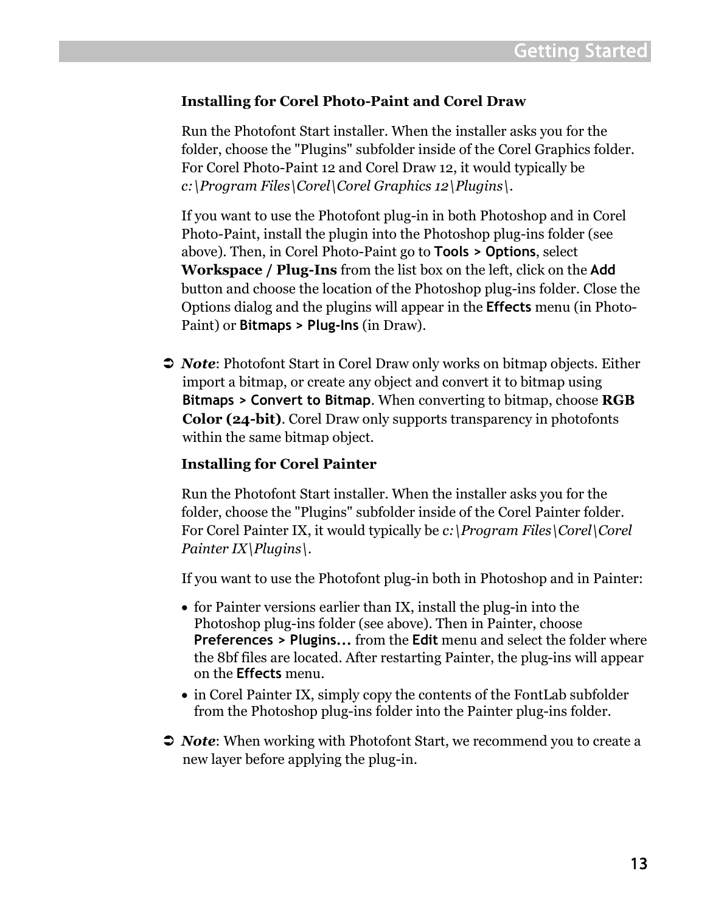### Installing for Corel Photo-Paint and Corel Draw

Run the Photofont Start installer. When the installer asks you for the folder, choose the "Plugins" subfolder inside of the Corel Graphics folder. For Corel Photo-Paint 12 and Corel Draw 12, it would typically be *c:\Program Files\Corel\Corel Graphics 12\Plugins\*.

If you want to use the Photofont plug-in in both Photoshop and in Corel Photo-Paint, install the plugin into the Photoshop plug-ins folder (see above). Then, in Corel Photo-Paint go to **Tools > Options**, select **Workspace / Plug-Ins** from the list box on the left, click on the **Add** button and choose the location of the Photoshop plug-ins folder. Close the Options dialog and the plugins will appear in the **Effects** menu (in Photo-Paint) or **Bitmaps > Plug-Ins** (in Draw).

➲ ***Note***: Photofont Start in Corel Draw only works on bitmap objects. Either import a bitmap, or create any object and convert it to bitmap using **Bitmaps > Convert to Bitmap**. When converting to bitmap, choose **RGB Color (24-bit)**. Corel Draw only supports transparency in photofonts within the same bitmap object.

### Installing for Corel Painter

Run the Photofont Start installer. When the installer asks you for the folder, choose the "Plugins" subfolder inside of the Corel Painter folder. For Corel Painter IX, it would typically be *c:\Program Files\Corel\Corel Painter IX\Plugins\*.

If you want to use the Photofont plug-in both in Photoshop and in Painter:

- for Painter versions earlier than IX, install the plug-in into the Photoshop plug-ins folder (see above). Then in Painter, choose **Preferences > Plugins...** from the **Edit** menu and select the folder where the 8bf files are located. After restarting Painter, the plug-ins will appear on the **Effects** menu.
- in Corel Painter IX, simply copy the contents of the FontLab subfolder from the Photoshop plug-ins folder into the Painter plug-ins folder.

➲ ***Note***: When working with Photofont Start, we recommend you to create a new layer before applying the plug-in.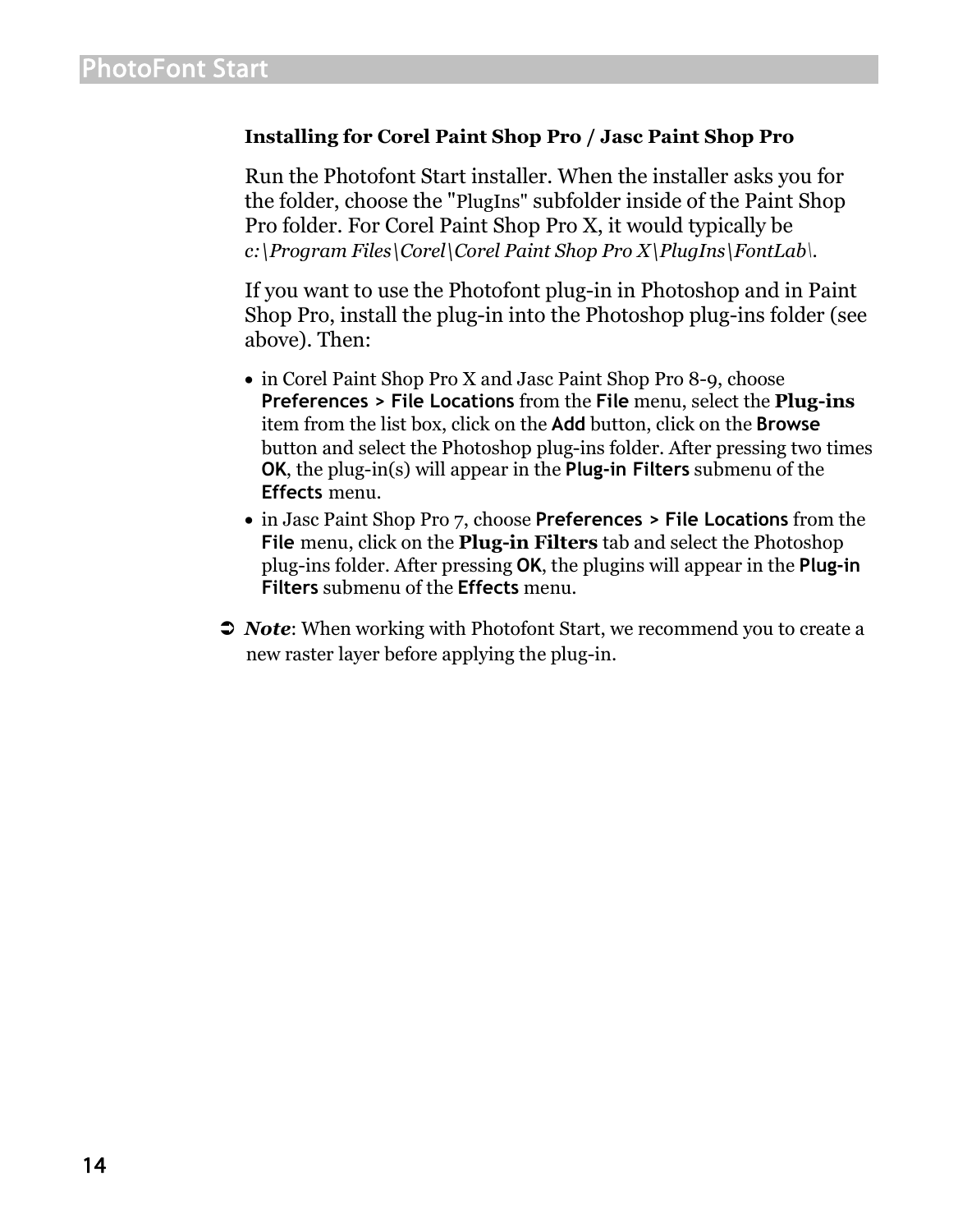### Installing for Corel Paint Shop Pro / Jasc Paint Shop Pro

Run the Photofont Start installer. When the installer asks you for the folder, choose the "PlugIns" subfolder inside of the Paint Shop Pro folder. For Corel Paint Shop Pro X, it would typically be *c:\Program Files\Corel\Corel Paint Shop Pro X\PlugIns\FontLab\*.

If you want to use the Photofont plug-in in Photoshop and in Paint Shop Pro, install the plug-in into the Photoshop plug-ins folder (see above). Then:

- in Corel Paint Shop Pro X and Jasc Paint Shop Pro 8-9, choose **Preferences > File Locations** from the **File** menu, select the **Plug-ins** item from the list box, click on the **Add** button, click on the **Browse** button and select the Photoshop plug-ins folder. After pressing two times **OK**, the plug-in(s) will appear in the **Plug-in Filters** submenu of the **Effects** menu.
- in Jasc Paint Shop Pro 7, choose **Preferences > File Locations** from the **File** menu, click on the **Plug-in Filters** tab and select the Photoshop plug-ins folder. After pressing **OK**, the plugins will appear in the **Plug-in Filters** submenu of the **Effects** menu.

➲ ***Note***: When working with Photofont Start, we recommend you to create a new raster layer before applying the plug-in.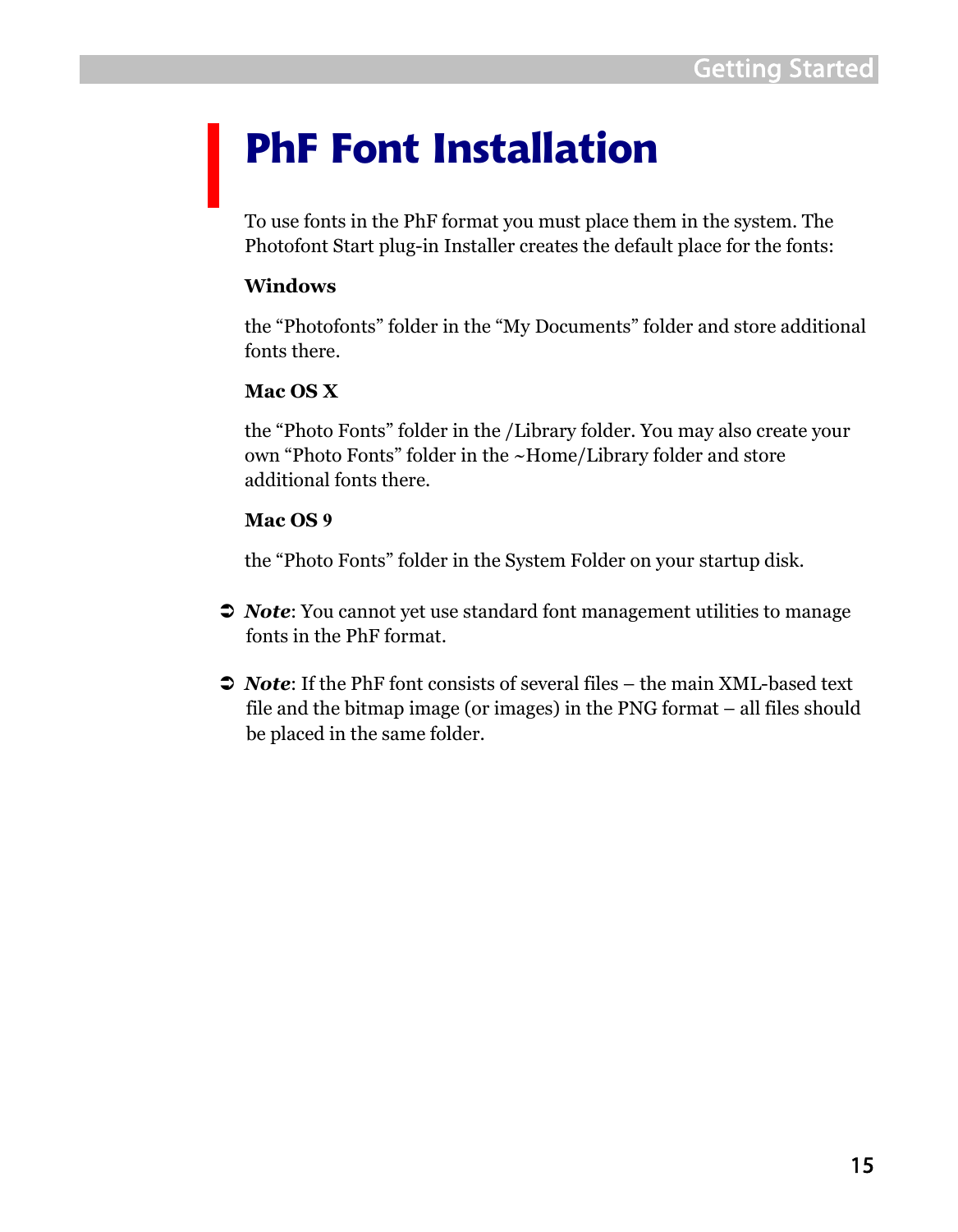# PhF Font Installation

To use fonts in the PhF format you must place them in the system. The Photofont Start plug-in Installer creates the default place for the fonts:

**Windows**

the "Photofonts" folder in the "My Documents" folder and store additional fonts there.

**Mac OS X**

the "Photo Fonts" folder in the /Library folder. You may also create your own "Photo Fonts" folder in the ~Home/Library folder and store additional fonts there.

**Mac OS 9**

the "Photo Fonts" folder in the System Folder on your startup disk.

➲ ***Note***: You cannot yet use standard font management utilities to manage fonts in the PhF format.

➲ ***Note***: If the PhF font consists of several files – the main XML-based text file and the bitmap image (or images) in the PNG format – all files should be placed in the same folder.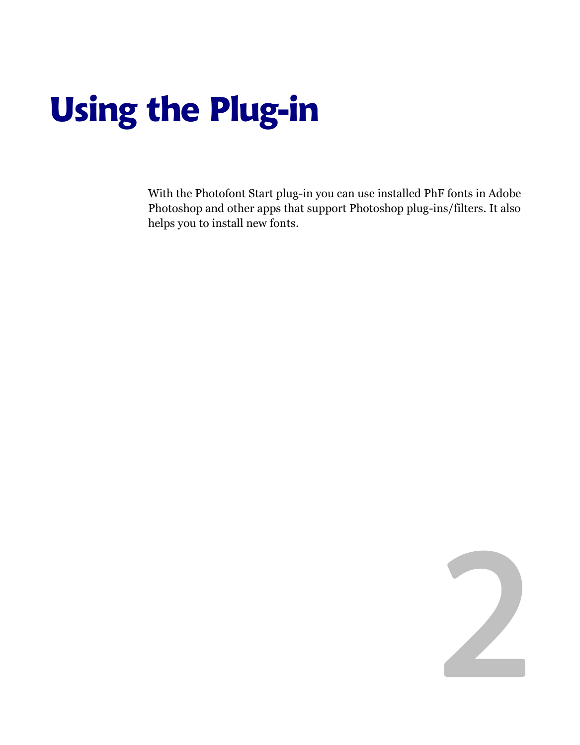# Using the Plug-in

With the Photofont Start plug-in you can use installed PhF fonts in Adobe Photoshop and other apps that support Photoshop plug-ins/filters. It also helps you to install new fonts.

2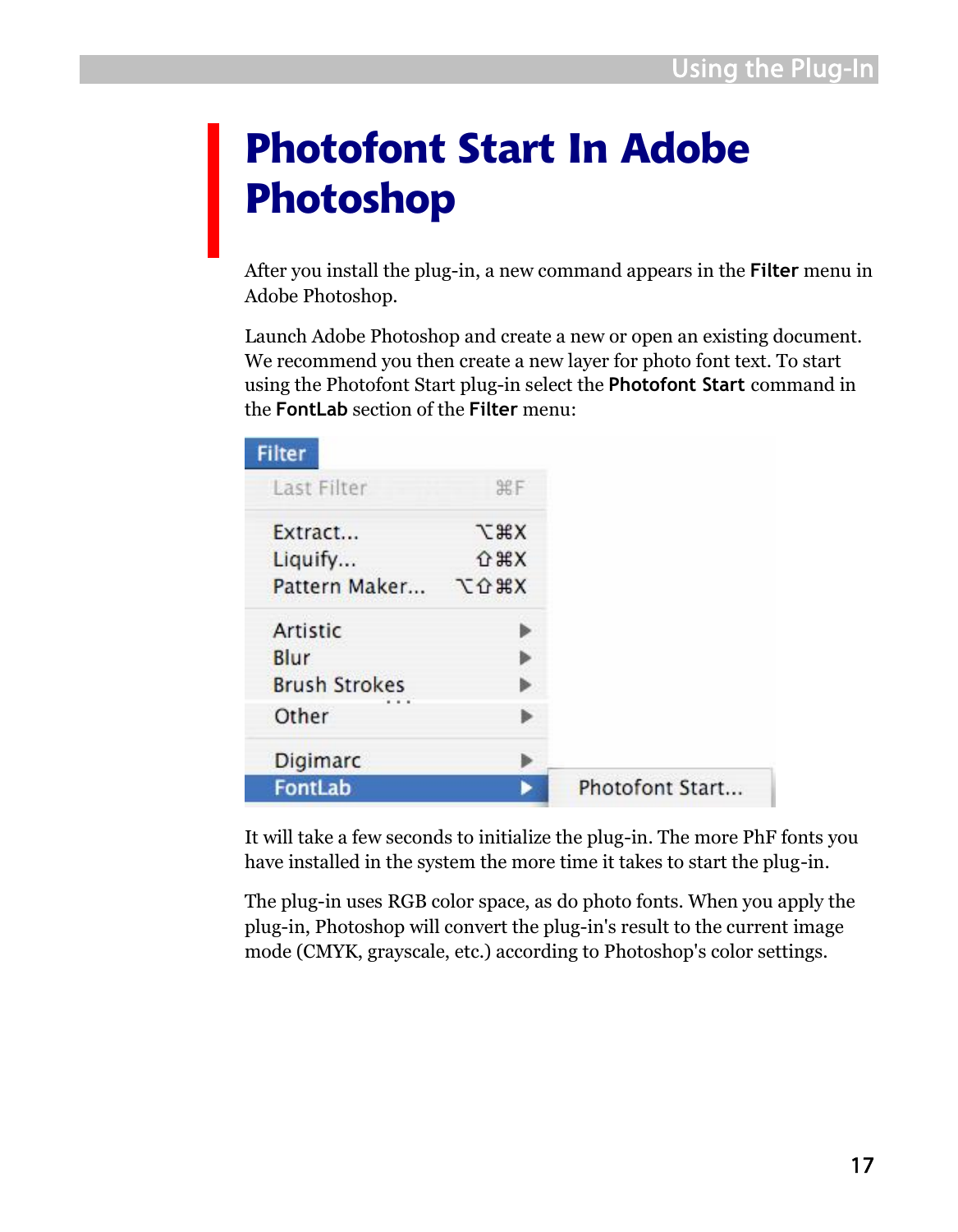# Photofont Start In Adobe Photoshop

After you install the plug-in, a new command appears in the **Filter** menu in Adobe Photoshop.

Launch Adobe Photoshop and create a new or open an existing document. We recommend you then create a new layer for photo font text. To start using the Photofont Start plug-in select the **Photofont Start** command in the **FontLab** section of the **Filter** menu:

It will take a few seconds to initialize the plug-in. The more PhF fonts you have installed in the system the more time it takes to start the plug-in.

The plug-in uses RGB color space, as do photo fonts. When you apply the plug-in, Photoshop will convert the plug-in's result to the current image mode (CMYK, grayscale, etc.) according to Photoshop's color settings.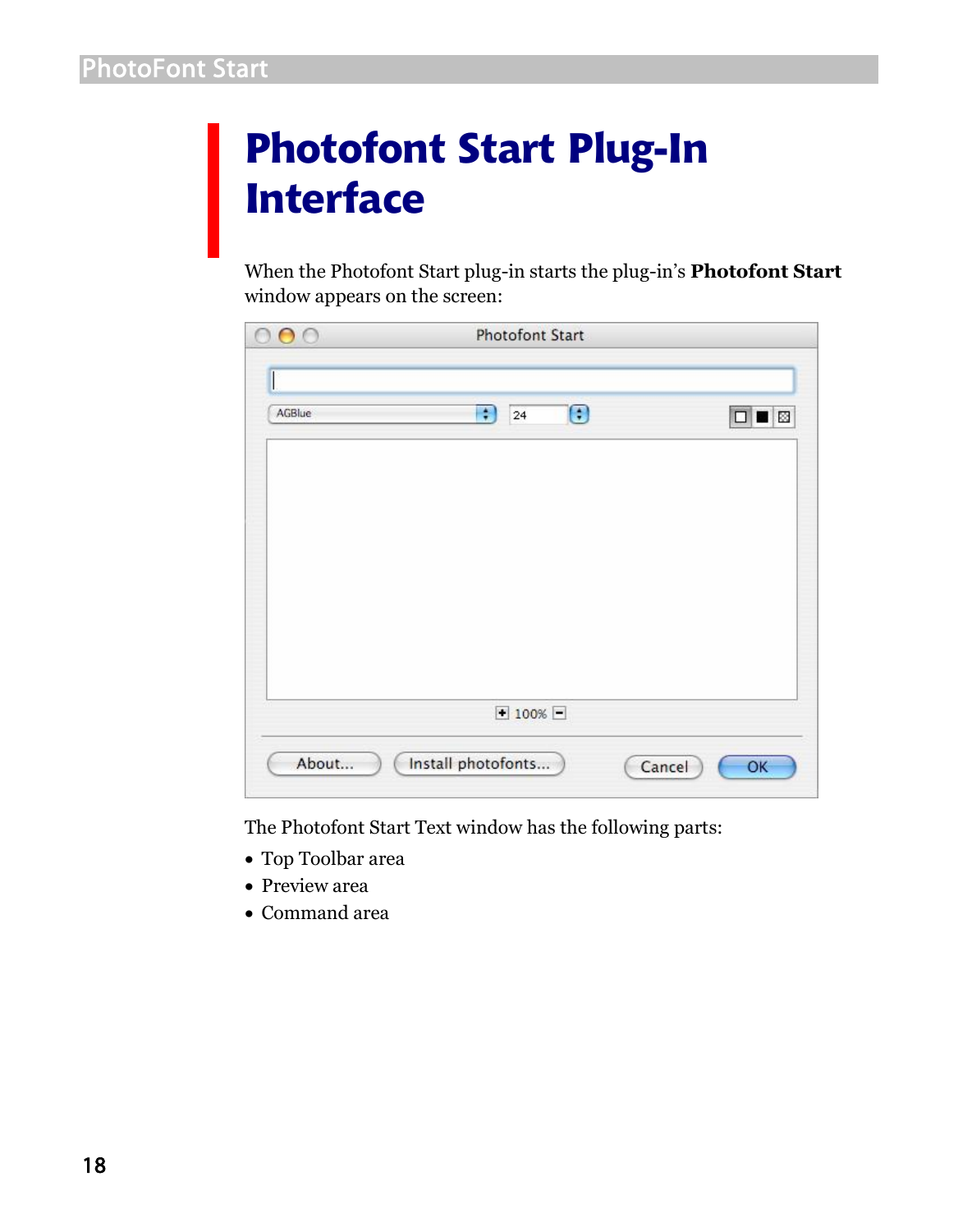# Photofont Start Plug-In Interface

When the Photofont Start plug-in starts the plug-in's **Photofont Start** window appears on the screen:

The Photofont Start Text window has the following parts:

- Top Toolbar area
- Preview area
- Command area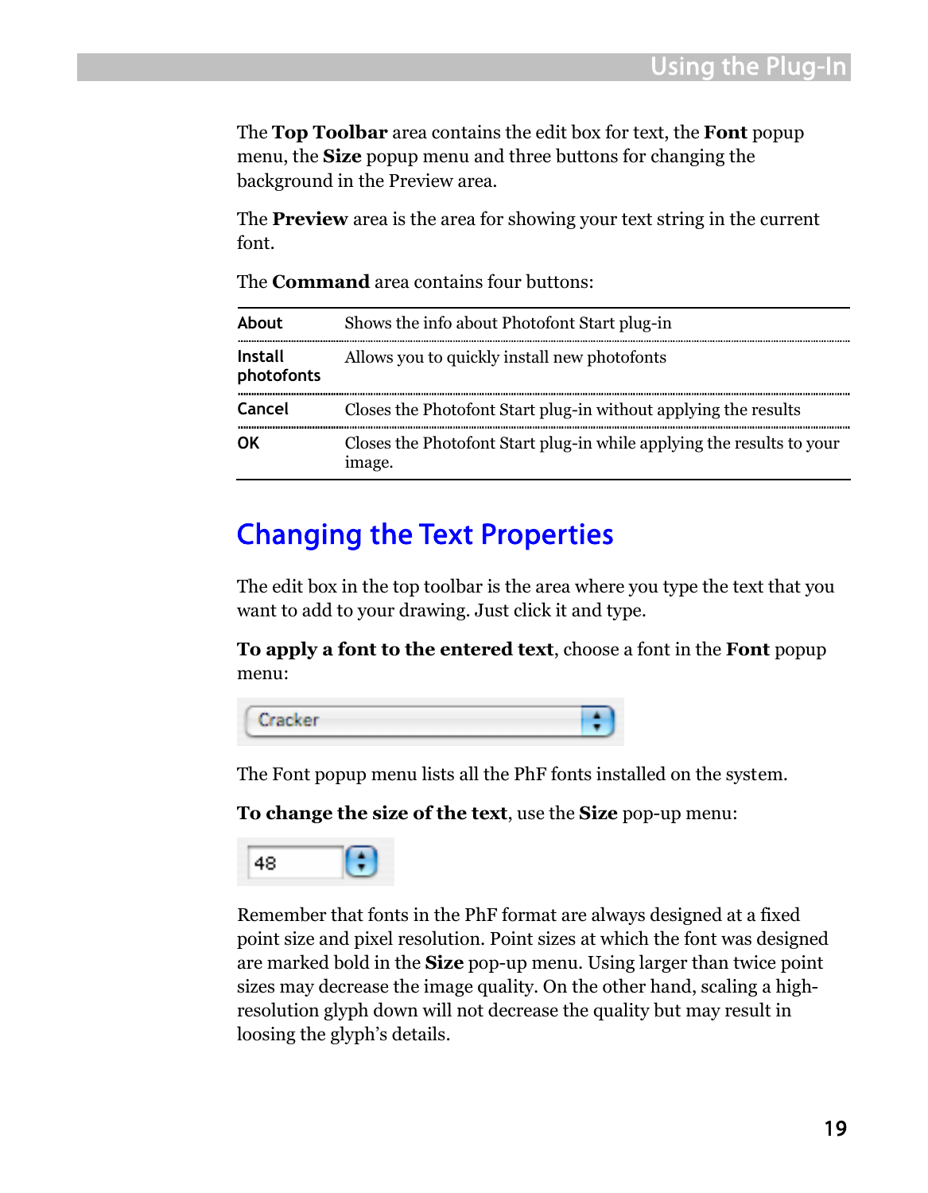The **Top Toolbar** area contains the edit box for text, the **Font** popup menu, the **Size** popup menu and three buttons for changing the background in the Preview area.

The **Preview** area is the area for showing your text string in the current font.

The **Command** area contains four buttons:

| | |
|---|---|
| About | Shows the info about Photofont Start plug-in |
| Install photofonts | Allows you to quickly install new photofonts |
| Cancel | Closes the Photofont Start plug-in without applying the results |
| OK | Closes the Photofont Start plug-in while applying the results to your image. |

## Changing the Text Properties

The edit box in the top toolbar is the area where you type the text that you want to add to your drawing. Just click it and type.

**To apply a font to the entered text**, choose a font in the **Font** popup menu:

Cracker

The Font popup menu lists all the PhF fonts installed on the system.

**To change the size of the text**, use the **Size** pop-up menu:

48

Remember that fonts in the PhF format are always designed at a fixed point size and pixel resolution. Point sizes at which the font was designed are marked bold in the **Size** pop-up menu. Using larger than twice point sizes may decrease the image quality. On the other hand, scaling a high-resolution glyph down will not decrease the quality but may result in loosing the glyph's details.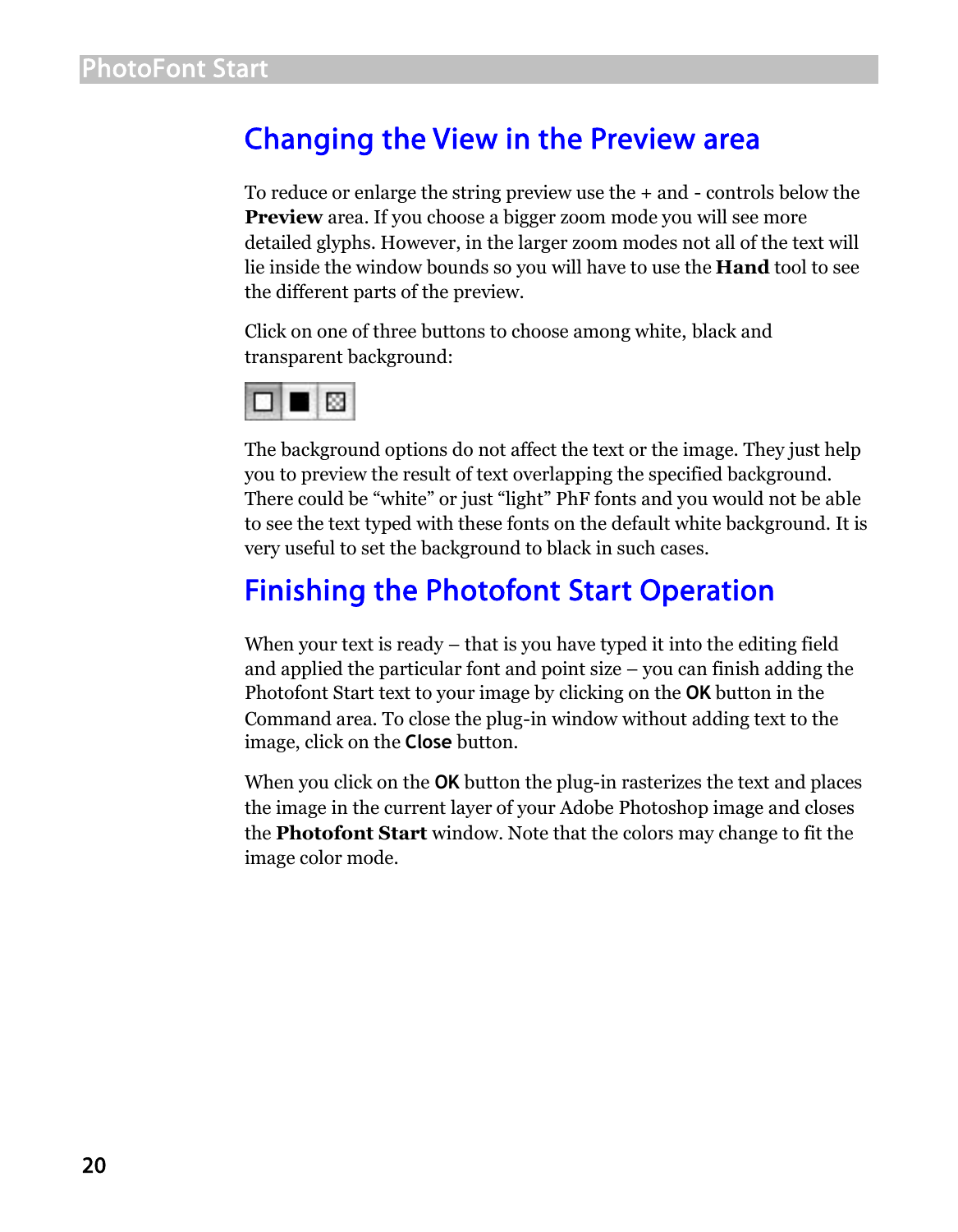## Changing the View in the Preview area

To reduce or enlarge the string preview use the + and - controls below the **Preview** area. If you choose a bigger zoom mode you will see more detailed glyphs. However, in the larger zoom modes not all of the text will lie inside the window bounds so you will have to use the **Hand** tool to see the different parts of the preview.

Click on one of three buttons to choose among white, black and transparent background:

The background options do not affect the text or the image. They just help you to preview the result of text overlapping the specified background. There could be "white" or just "light" PhF fonts and you would not be able to see the text typed with these fonts on the default white background. It is very useful to set the background to black in such cases.

## Finishing the Photofont Start Operation

When your text is ready – that is you have typed it into the editing field and applied the particular font and point size – you can finish adding the Photofont Start text to your image by clicking on the **OK** button in the Command area. To close the plug-in window without adding text to the image, click on the **Close** button.

When you click on the **OK** button the plug-in rasterizes the text and places the image in the current layer of your Adobe Photoshop image and closes the **Photofont Start** window. Note that the colors may change to fit the image color mode.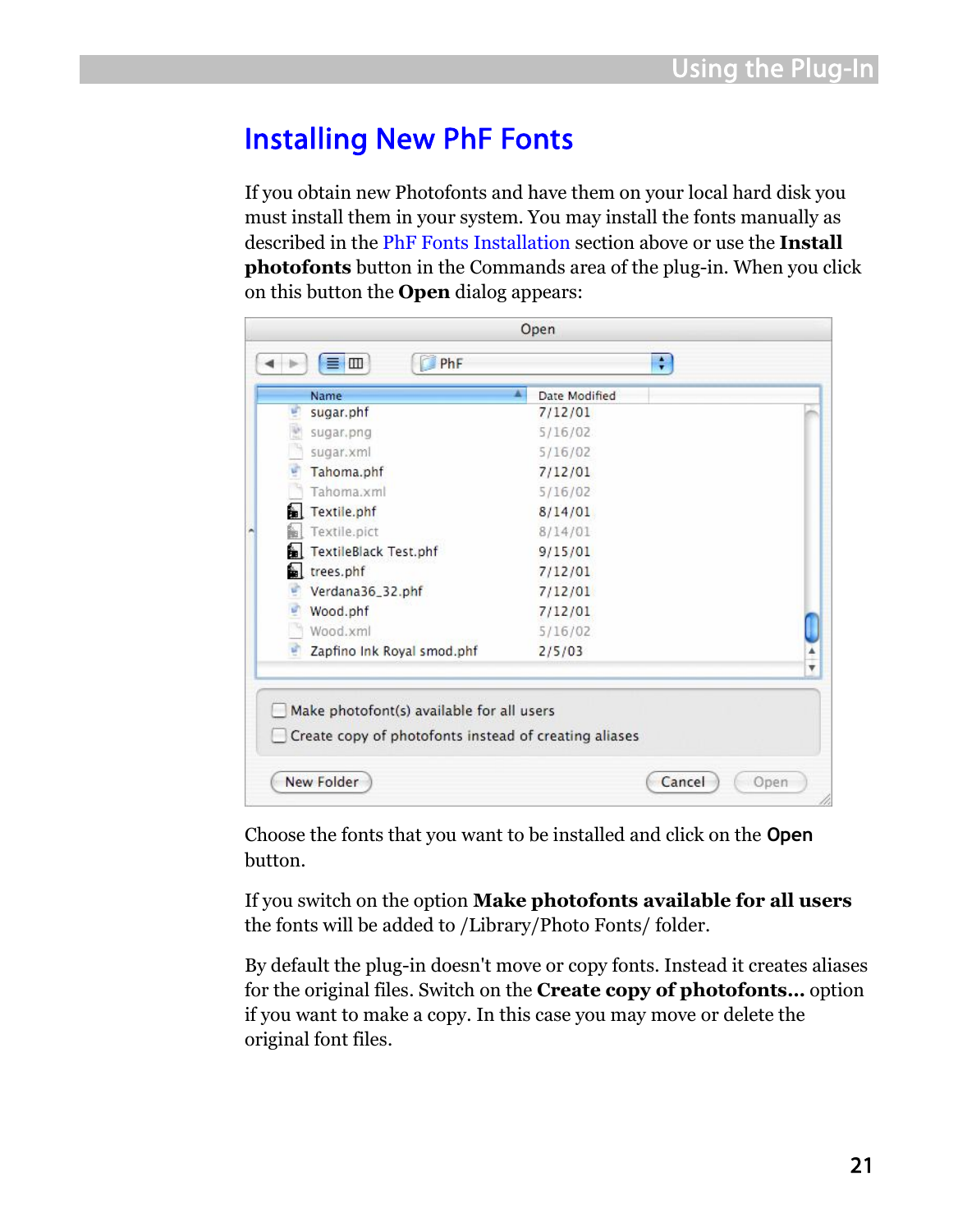## Installing New PhF Fonts

If you obtain new Photofonts and have them on your local hard disk you must install them in your system. You may install the fonts manually as described in the PhF Fonts Installation section above or use the **Install photofonts** button in the Commands area of the plug-in. When you click on this button the **Open** dialog appears:

Choose the fonts that you want to be installed and click on the **Open** button.

If you switch on the option **Make photofonts available for all users** the fonts will be added to /Library/Photo Fonts/ folder.

By default the plug-in doesn't move or copy fonts. Instead it creates aliases for the original files. Switch on the **Create copy of photofonts...** option if you want to make a copy. In this case you may move or delete the original font files.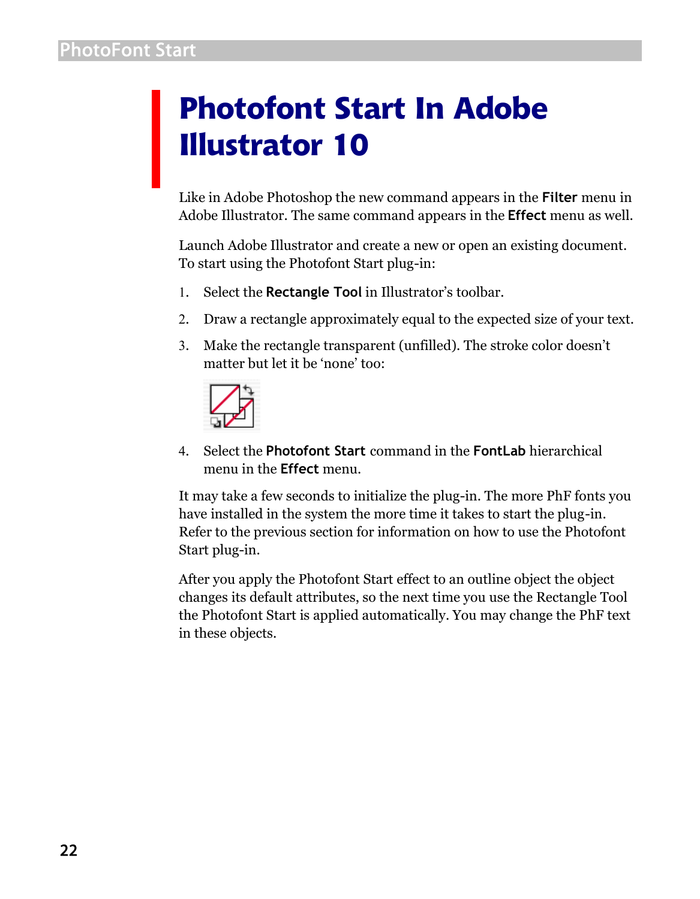# Photofont Start In Adobe Illustrator 10

Like in Adobe Photoshop the new command appears in the **Filter** menu in Adobe Illustrator. The same command appears in the **Effect** menu as well.

Launch Adobe Illustrator and create a new or open an existing document. To start using the Photofont Start plug-in:

1. Select the **Rectangle Tool** in Illustrator's toolbar.
2. Draw a rectangle approximately equal to the expected size of your text.
3. Make the rectangle transparent (unfilled). The stroke color doesn't matter but let it be 'none' too:
4. Select the **Photofont Start** command in the **FontLab** hierarchical menu in the **Effect** menu.

It may take a few seconds to initialize the plug-in. The more PhF fonts you have installed in the system the more time it takes to start the plug-in. Refer to the previous section for information on how to use the Photofont Start plug-in.

After you apply the Photofont Start effect to an outline object the object changes its default attributes, so the next time you use the Rectangle Tool the Photofont Start is applied automatically. You may change the PhF text in these objects.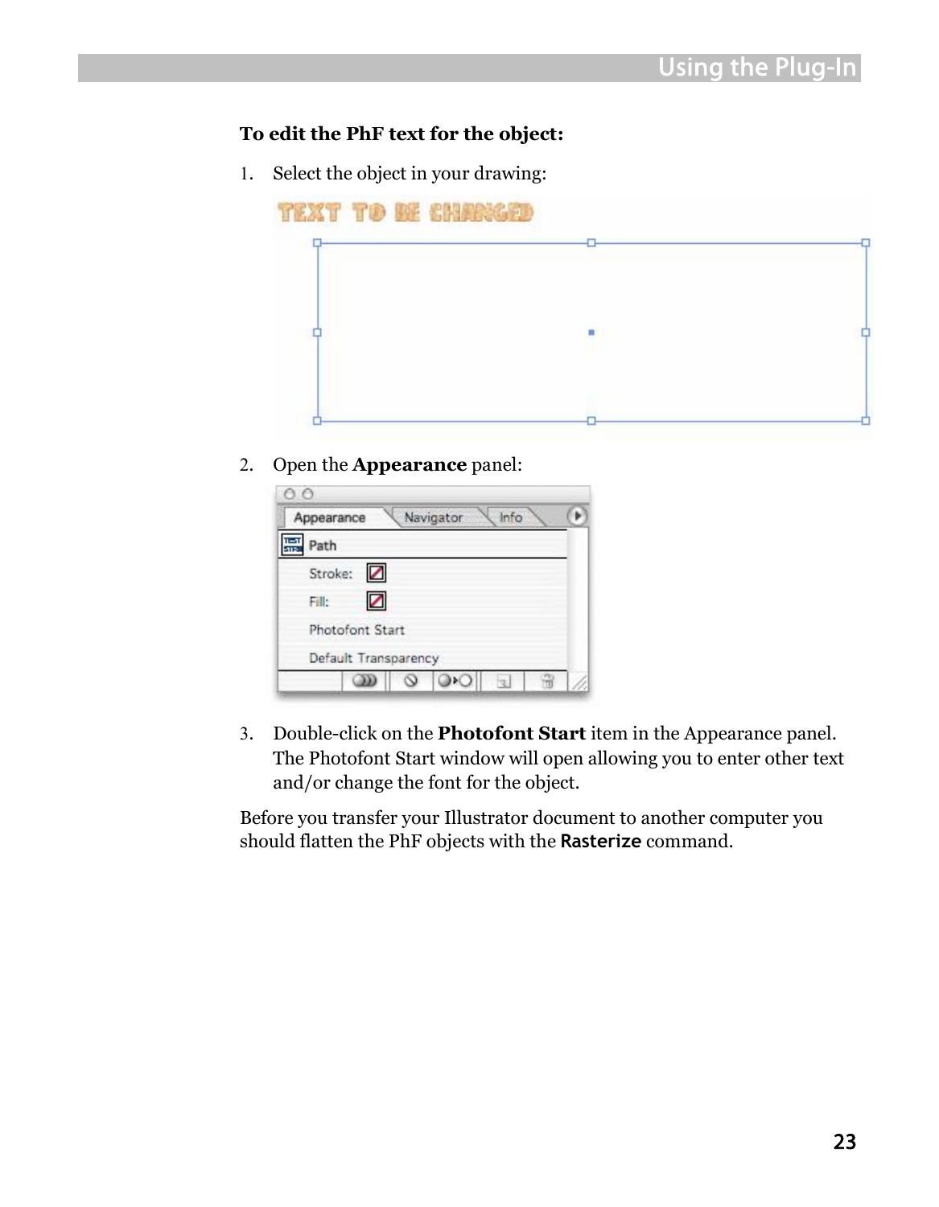**To edit the PhF text for the object:**

1. Select the object in your drawing:

2. Open the **Appearance** panel:

3. Double-click on the **Photofont Start** item in the Appearance panel. The Photofont Start window will open allowing you to enter other text and/or change the font for the object.

Before you transfer your Illustrator document to another computer you should flatten the PhF objects with the **Rasterize** command.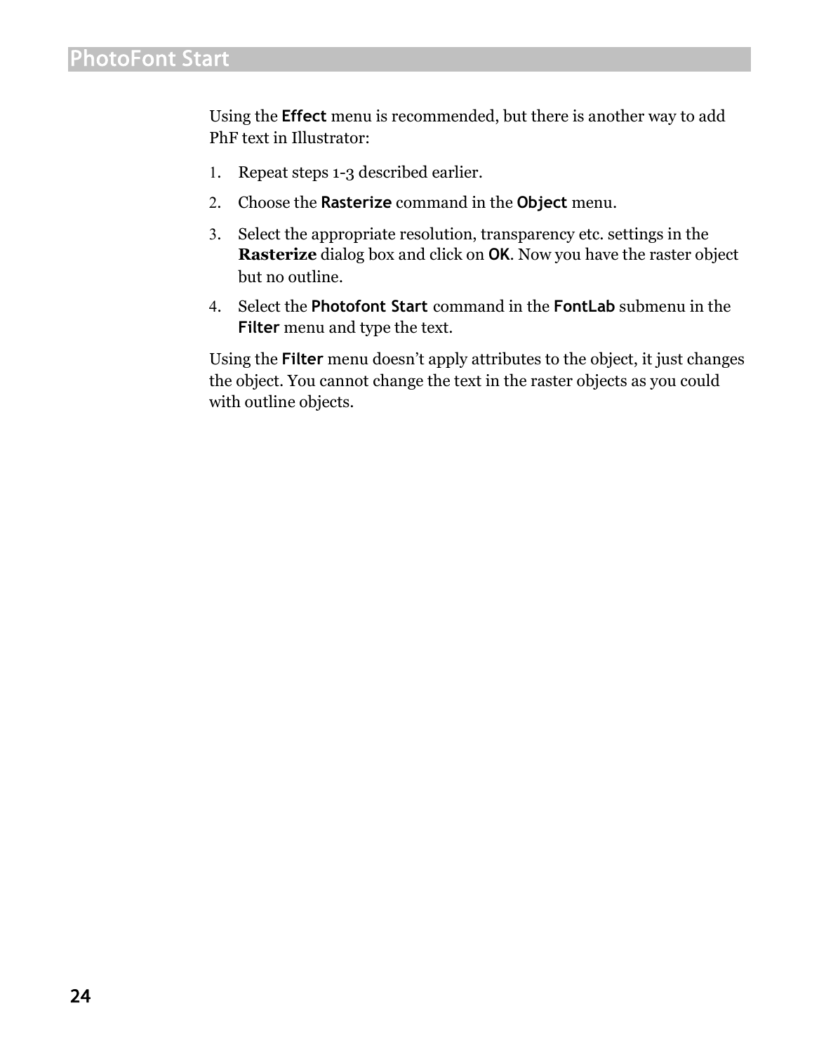Using the **Effect** menu is recommended, but there is another way to add PhF text in Illustrator:

1. Repeat steps 1-3 described earlier.
2. Choose the **Rasterize** command in the **Object** menu.
3. Select the appropriate resolution, transparency etc. settings in the **Rasterize** dialog box and click on **OK**. Now you have the raster object but no outline.
4. Select the **Photofont Start** command in the **FontLab** submenu in the **Filter** menu and type the text.

Using the **Filter** menu doesn't apply attributes to the object, it just changes the object. You cannot change the text in the raster objects as you could with outline objects.